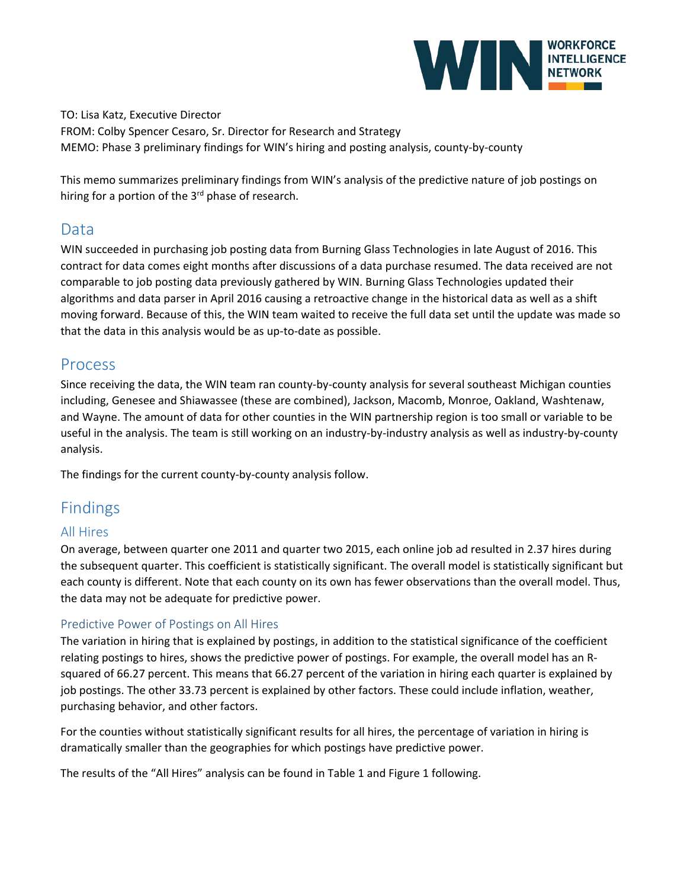TO: Lisa Katz, Executive Director
FROM: Colby Spencer Cesaro, Sr. Director for Research and Strategy
MEMO: Phase 3 preliminary findings for WIN's hiring and posting analysis, county-by-county

This memo summarizes preliminary findings from WIN's analysis of the predictive nature of job postings on hiring for a portion of the 3rd phase of research.

## Data

WIN succeeded in purchasing job posting data from Burning Glass Technologies in late August of 2016. This contract for data comes eight months after discussions of a data purchase resumed. The data received are not comparable to job posting data previously gathered by WIN. Burning Glass Technologies updated their algorithms and data parser in April 2016 causing a retroactive change in the historical data as well as a shift moving forward. Because of this, the WIN team waited to receive the full data set until the update was made so that the data in this analysis would be as up-to-date as possible.

## Process

Since receiving the data, the WIN team ran county-by-county analysis for several southeast Michigan counties including, Genesee and Shiawassee (these are combined), Jackson, Macomb, Monroe, Oakland, Washtenaw, and Wayne. The amount of data for other counties in the WIN partnership region is too small or variable to be useful in the analysis. The team is still working on an industry-by-industry analysis as well as industry-by-county analysis.

The findings for the current county-by-county analysis follow.

## Findings

### All Hires

On average, between quarter one 2011 and quarter two 2015, each online job ad resulted in 2.37 hires during the subsequent quarter. This coefficient is statistically significant. The overall model is statistically significant but each county is different. Note that each county on its own has fewer observations than the overall model. Thus, the data may not be adequate for predictive power.

### Predictive Power of Postings on All Hires

The variation in hiring that is explained by postings, in addition to the statistical significance of the coefficient relating postings to hires, shows the predictive power of postings. For example, the overall model has an R-squared of 66.27 percent. This means that 66.27 percent of the variation in hiring each quarter is explained by job postings. The other 33.73 percent is explained by other factors. These could include inflation, weather, purchasing behavior, and other factors.

For the counties without statistically significant results for all hires, the percentage of variation in hiring is dramatically smaller than the geographies for which postings have predictive power.

The results of the "All Hires" analysis can be found in Table 1 and Figure 1 following.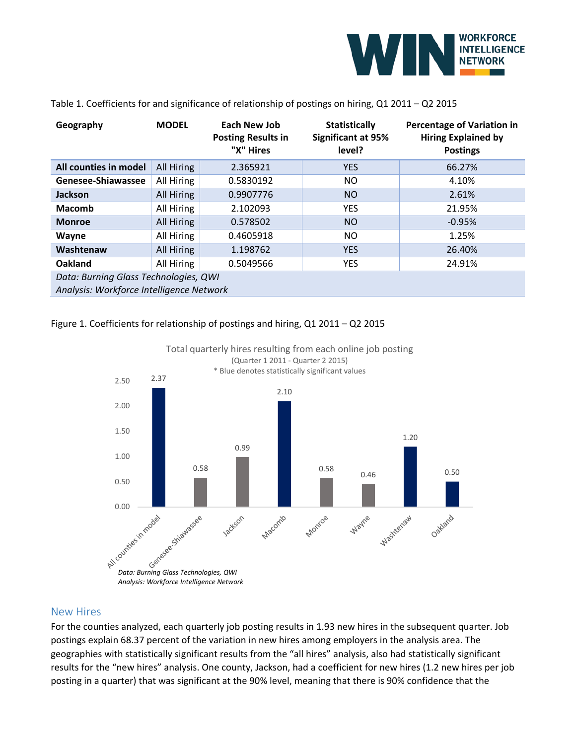Table 1. Coefficients for and significance of relationship of postings on hiring, Q1 2011 – Q2 2015

| Geography | MODEL | Each New Job Posting Results in "X" Hires | Statistically Significant at 95% level? | Percentage of Variation in Hiring Explained by Postings |
|---|---|---|---|---|
| **All counties in model** | All Hiring | 2.365921 | YES | 66.27% |
| **Genesee-Shiawassee** | All Hiring | 0.5830192 | NO | 4.10% |
| **Jackson** | All Hiring | 0.9907776 | NO | 2.61% |
| **Macomb** | All Hiring | 2.102093 | YES | 21.95% |
| **Monroe** | All Hiring | 0.578502 | NO | -0.95% |
| **Wayne** | All Hiring | 0.4605918 | NO | 1.25% |
| **Washtenaw** | All Hiring | 1.198762 | YES | 26.40% |
| **Oakland** | All Hiring | 0.5049566 | YES | 24.91% |

*Data: Burning Glass Technologies, QWI*
*Analysis: Workforce Intelligence Network*

Figure 1. Coefficients for relationship of postings and hiring, Q1 2011 – Q2 2015

Total quarterly hires resulting from each online job posting
(Quarter 1 2011 - Quarter 2 2015)
\* Blue denotes statistically significant values

| Geography | Value |
|---|---|
| All counties in model | 2.37 |
| Genesee-Shiawassee | 0.58 |
| Jackson | 0.99 |
| Macomb | 2.10 |
| Monroe | 0.58 |
| Wayne | 0.46 |
| Washtenaw | 1.20 |
| Oakland | 0.50 |

*Data: Burning Glass Technologies, QWI*
*Analysis: Workforce Intelligence Network*

## New Hires

For the counties analyzed, each quarterly job posting results in 1.93 new hires in the subsequent quarter. Job postings explain 68.37 percent of the variation in new hires among employers in the analysis area. The geographies with statistically significant results from the "all hires" analysis, also had statistically significant results for the "new hires" analysis. One county, Jackson, had a coefficient for new hires (1.2 new hires per job posting in a quarter) that was significant at the 90% level, meaning that there is 90% confidence that the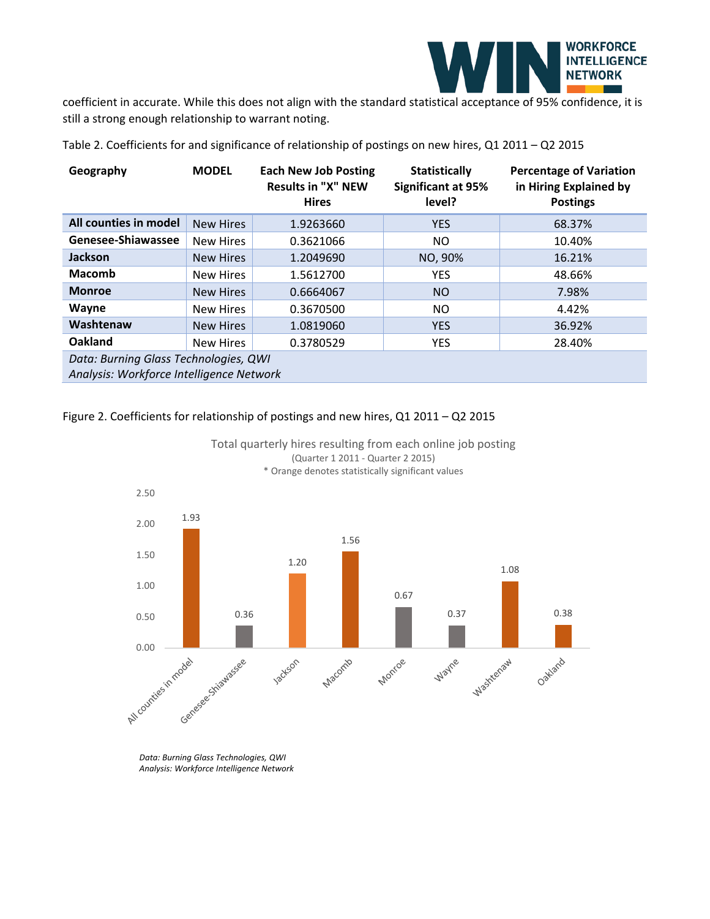coefficient in accurate. While this does not align with the standard statistical acceptance of 95% confidence, it is still a strong enough relationship to warrant noting.

Table 2. Coefficients for and significance of relationship of postings on new hires, Q1 2011 – Q2 2015

| Geography | MODEL | Each New Job Posting Results in "X" NEW Hires | Statistically Significant at 95% level? | Percentage of Variation in Hiring Explained by Postings |
|---|---|---|---|---|
| **All counties in model** | New Hires | 1.9263660 | YES | 68.37% |
| **Genesee-Shiawassee** | New Hires | 0.3621066 | NO | 10.40% |
| **Jackson** | New Hires | 1.2049690 | NO, 90% | 16.21% |
| **Macomb** | New Hires | 1.5612700 | YES | 48.66% |
| **Monroe** | New Hires | 0.6664067 | NO | 7.98% |
| **Wayne** | New Hires | 0.3670500 | NO | 4.42% |
| **Washtenaw** | New Hires | 1.0819060 | YES | 36.92% |
| **Oakland** | New Hires | 0.3780529 | YES | 28.40% |

*Data: Burning Glass Technologies, QWI*
*Analysis: Workforce Intelligence Network*

Figure 2. Coefficients for relationship of postings and new hires, Q1 2011 – Q2 2015

Total quarterly hires resulting from each online job posting
(Quarter 1 2011 - Quarter 2 2015)
* Orange denotes statistically significant values

| Geography | Value |
|---|---|
| All counties in model | 1.93 |
| Genesee-Shiawassee | 0.36 |
| Jackson | 1.20 |
| Macomb | 1.56 |
| Monroe | 0.67 |
| Wayne | 0.37 |
| Washtenaw | 1.08 |
| Oakland | 0.38 |

*Data: Burning Glass Technologies, QWI*
*Analysis: Workforce Intelligence Network*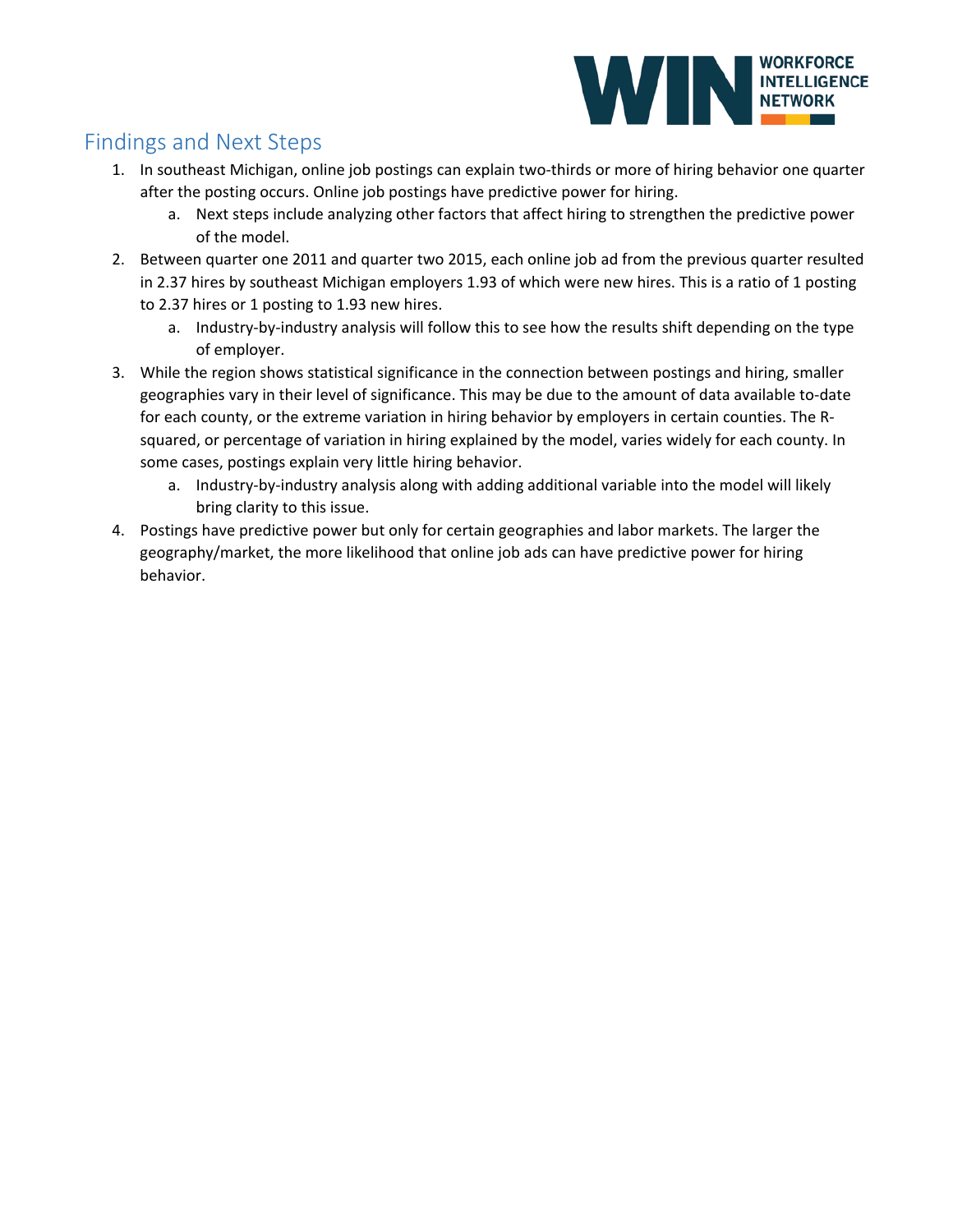## Findings and Next Steps

1. In southeast Michigan, online job postings can explain two-thirds or more of hiring behavior one quarter after the posting occurs. Online job postings have predictive power for hiring.
    a. Next steps include analyzing other factors that affect hiring to strengthen the predictive power of the model.
2. Between quarter one 2011 and quarter two 2015, each online job ad from the previous quarter resulted in 2.37 hires by southeast Michigan employers 1.93 of which were new hires. This is a ratio of 1 posting to 2.37 hires or 1 posting to 1.93 new hires.
    a. Industry-by-industry analysis will follow this to see how the results shift depending on the type of employer.
3. While the region shows statistical significance in the connection between postings and hiring, smaller geographies vary in their level of significance. This may be due to the amount of data available to-date for each county, or the extreme variation in hiring behavior by employers in certain counties. The R-squared, or percentage of variation in hiring explained by the model, varies widely for each county. In some cases, postings explain very little hiring behavior.
    a. Industry-by-industry analysis along with adding additional variable into the model will likely bring clarity to this issue.
4. Postings have predictive power but only for certain geographies and labor markets. The larger the geography/market, the more likelihood that online job ads can have predictive power for hiring behavior.